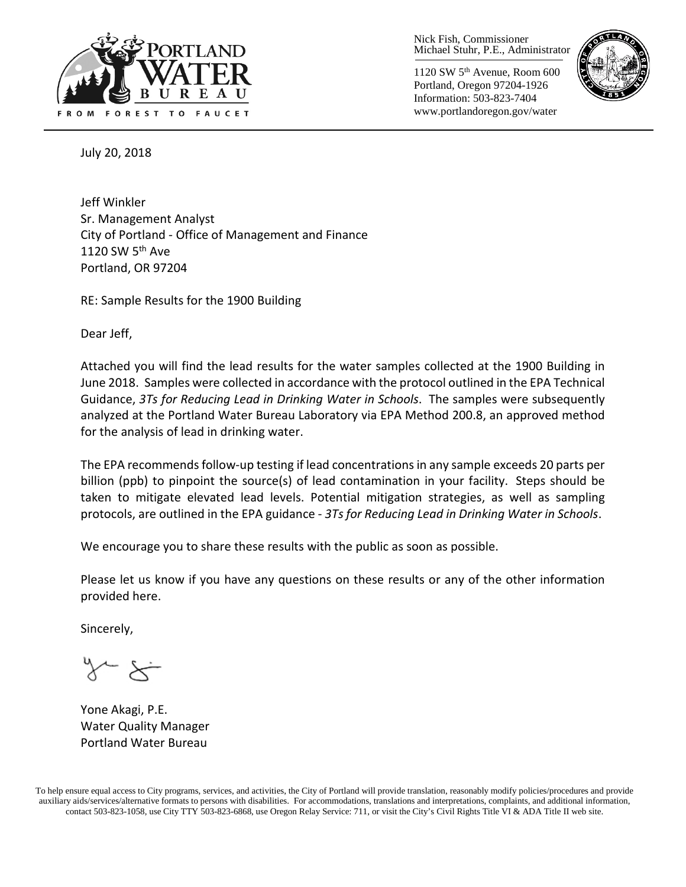PORTLAND WATER BUREAU

FROM FOREST TO FAUCET

Nick Fish, Commissioner
Michael Stuhr, P.E., Administrator

1120 SW 5th Avenue, Room 600
Portland, Oregon 97204-1926
Information: 503-823-7404
www.portlandoregon.gov/water

July 20, 2018

Jeff Winkler
Sr. Management Analyst
City of Portland - Office of Management and Finance
1120 SW 5th Ave
Portland, OR 97204

RE: Sample Results for the 1900 Building

Dear Jeff,

Attached you will find the lead results for the water samples collected at the 1900 Building in June 2018. Samples were collected in accordance with the protocol outlined in the EPA Technical Guidance, *3Ts for Reducing Lead in Drinking Water in Schools*. The samples were subsequently analyzed at the Portland Water Bureau Laboratory via EPA Method 200.8, an approved method for the analysis of lead in drinking water.

The EPA recommends follow-up testing if lead concentrations in any sample exceeds 20 parts per billion (ppb) to pinpoint the source(s) of lead contamination in your facility. Steps should be taken to mitigate elevated lead levels. Potential mitigation strategies, as well as sampling protocols, are outlined in the EPA guidance - *3Ts for Reducing Lead in Drinking Water in Schools*.

We encourage you to share these results with the public as soon as possible.

Please let us know if you have any questions on these results or any of the other information provided here.

Sincerely,

Yone Akagi, P.E.
Water Quality Manager
Portland Water Bureau

To help ensure equal access to City programs, services, and activities, the City of Portland will provide translation, reasonably modify policies/procedures and provide auxiliary aids/services/alternative formats to persons with disabilities. For accommodations, translations and interpretations, complaints, and additional information, contact 503-823-1058, use City TTY 503-823-6868, use Oregon Relay Service: 711, or visit the City's Civil Rights Title VI & ADA Title II web site.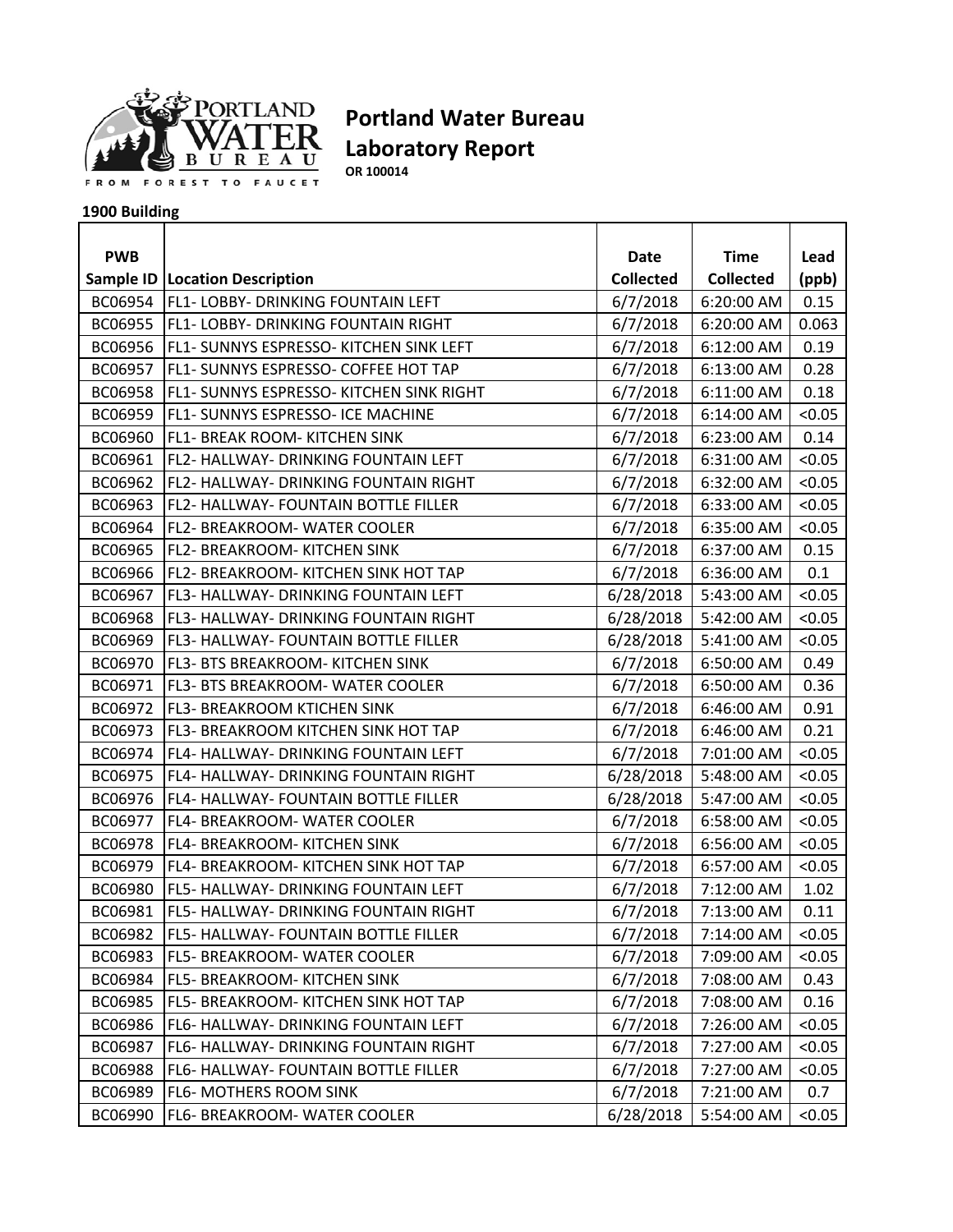# Portland Water Bureau Laboratory Report

**OR 100014**

**1900 Building**

| PWB Sample ID | Location Description | Date Collected | Time Collected | Lead (ppb) |
|---|---|---|---|---|
| BC06954 | FL1- LOBBY- DRINKING FOUNTAIN LEFT | 6/7/2018 | 6:20:00 AM | 0.15 |
| BC06955 | FL1- LOBBY- DRINKING FOUNTAIN RIGHT | 6/7/2018 | 6:20:00 AM | 0.063 |
| BC06956 | FL1- SUNNYS ESPRESSO- KITCHEN SINK LEFT | 6/7/2018 | 6:12:00 AM | 0.19 |
| BC06957 | FL1- SUNNYS ESPRESSO- COFFEE HOT TAP | 6/7/2018 | 6:13:00 AM | 0.28 |
| BC06958 | FL1- SUNNYS ESPRESSO- KITCHEN SINK RIGHT | 6/7/2018 | 6:11:00 AM | 0.18 |
| BC06959 | FL1- SUNNYS ESPRESSO- ICE MACHINE | 6/7/2018 | 6:14:00 AM | <0.05 |
| BC06960 | FL1- BREAK ROOM- KITCHEN SINK | 6/7/2018 | 6:23:00 AM | 0.14 |
| BC06961 | FL2- HALLWAY- DRINKING FOUNTAIN LEFT | 6/7/2018 | 6:31:00 AM | <0.05 |
| BC06962 | FL2- HALLWAY- DRINKING FOUNTAIN RIGHT | 6/7/2018 | 6:32:00 AM | <0.05 |
| BC06963 | FL2- HALLWAY- FOUNTAIN BOTTLE FILLER | 6/7/2018 | 6:33:00 AM | <0.05 |
| BC06964 | FL2- BREAKROOM- WATER COOLER | 6/7/2018 | 6:35:00 AM | <0.05 |
| BC06965 | FL2- BREAKROOM- KITCHEN SINK | 6/7/2018 | 6:37:00 AM | 0.15 |
| BC06966 | FL2- BREAKROOM- KITCHEN SINK HOT TAP | 6/7/2018 | 6:36:00 AM | 0.1 |
| BC06967 | FL3- HALLWAY- DRINKING FOUNTAIN LEFT | 6/28/2018 | 5:43:00 AM | <0.05 |
| BC06968 | FL3- HALLWAY- DRINKING FOUNTAIN RIGHT | 6/28/2018 | 5:42:00 AM | <0.05 |
| BC06969 | FL3- HALLWAY- FOUNTAIN BOTTLE FILLER | 6/28/2018 | 5:41:00 AM | <0.05 |
| BC06970 | FL3- BTS BREAKROOM- KITCHEN SINK | 6/7/2018 | 6:50:00 AM | 0.49 |
| BC06971 | FL3- BTS BREAKROOM- WATER COOLER | 6/7/2018 | 6:50:00 AM | 0.36 |
| BC06972 | FL3- BREAKROOM KTICHEN SINK | 6/7/2018 | 6:46:00 AM | 0.91 |
| BC06973 | FL3- BREAKROOM KITCHEN SINK HOT TAP | 6/7/2018 | 6:46:00 AM | 0.21 |
| BC06974 | FL4- HALLWAY- DRINKING FOUNTAIN LEFT | 6/7/2018 | 7:01:00 AM | <0.05 |
| BC06975 | FL4- HALLWAY- DRINKING FOUNTAIN RIGHT | 6/28/2018 | 5:48:00 AM | <0.05 |
| BC06976 | FL4- HALLWAY- FOUNTAIN BOTTLE FILLER | 6/28/2018 | 5:47:00 AM | <0.05 |
| BC06977 | FL4- BREAKROOM- WATER COOLER | 6/7/2018 | 6:58:00 AM | <0.05 |
| BC06978 | FL4- BREAKROOM- KITCHEN SINK | 6/7/2018 | 6:56:00 AM | <0.05 |
| BC06979 | FL4- BREAKROOM- KITCHEN SINK HOT TAP | 6/7/2018 | 6:57:00 AM | <0.05 |
| BC06980 | FL5- HALLWAY- DRINKING FOUNTAIN LEFT | 6/7/2018 | 7:12:00 AM | 1.02 |
| BC06981 | FL5- HALLWAY- DRINKING FOUNTAIN RIGHT | 6/7/2018 | 7:13:00 AM | 0.11 |
| BC06982 | FL5- HALLWAY- FOUNTAIN BOTTLE FILLER | 6/7/2018 | 7:14:00 AM | <0.05 |
| BC06983 | FL5- BREAKROOM- WATER COOLER | 6/7/2018 | 7:09:00 AM | <0.05 |
| BC06984 | FL5- BREAKROOM- KITCHEN SINK | 6/7/2018 | 7:08:00 AM | 0.43 |
| BC06985 | FL5- BREAKROOM- KITCHEN SINK HOT TAP | 6/7/2018 | 7:08:00 AM | 0.16 |
| BC06986 | FL6- HALLWAY- DRINKING FOUNTAIN LEFT | 6/7/2018 | 7:26:00 AM | <0.05 |
| BC06987 | FL6- HALLWAY- DRINKING FOUNTAIN RIGHT | 6/7/2018 | 7:27:00 AM | <0.05 |
| BC06988 | FL6- HALLWAY- FOUNTAIN BOTTLE FILLER | 6/7/2018 | 7:27:00 AM | <0.05 |
| BC06989 | FL6- MOTHERS ROOM SINK | 6/7/2018 | 7:21:00 AM | 0.7 |
| BC06990 | FL6- BREAKROOM- WATER COOLER | 6/28/2018 | 5:54:00 AM | <0.05 |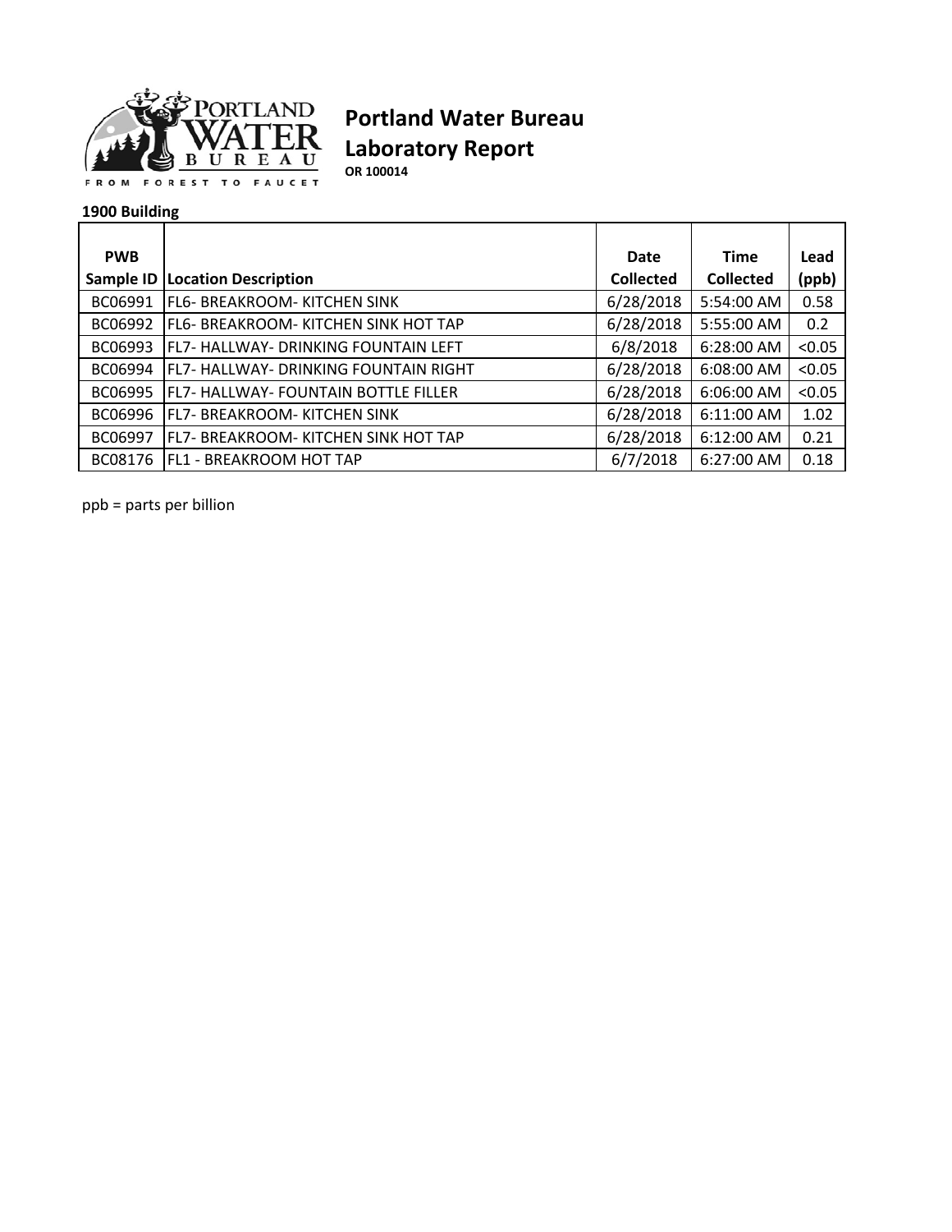# Portland Water Bureau
## Laboratory Report

**OR 100014**

**1900 Building**

| PWB Sample ID | Location Description | Date Collected | Time Collected | Lead (ppb) |
|---|---|---|---|---|
| BC06991 | FL6- BREAKROOM- KITCHEN SINK | 6/28/2018 | 5:54:00 AM | 0.58 |
| BC06992 | FL6- BREAKROOM- KITCHEN SINK HOT TAP | 6/28/2018 | 5:55:00 AM | 0.2 |
| BC06993 | FL7- HALLWAY- DRINKING FOUNTAIN LEFT | 6/8/2018 | 6:28:00 AM | <0.05 |
| BC06994 | FL7- HALLWAY- DRINKING FOUNTAIN RIGHT | 6/28/2018 | 6:08:00 AM | <0.05 |
| BC06995 | FL7- HALLWAY- FOUNTAIN BOTTLE FILLER | 6/28/2018 | 6:06:00 AM | <0.05 |
| BC06996 | FL7- BREAKROOM- KITCHEN SINK | 6/28/2018 | 6:11:00 AM | 1.02 |
| BC06997 | FL7- BREAKROOM- KITCHEN SINK HOT TAP | 6/28/2018 | 6:12:00 AM | 0.21 |
| BC08176 | FL1 - BREAKROOM HOT TAP | 6/7/2018 | 6:27:00 AM | 0.18 |

ppb = parts per billion